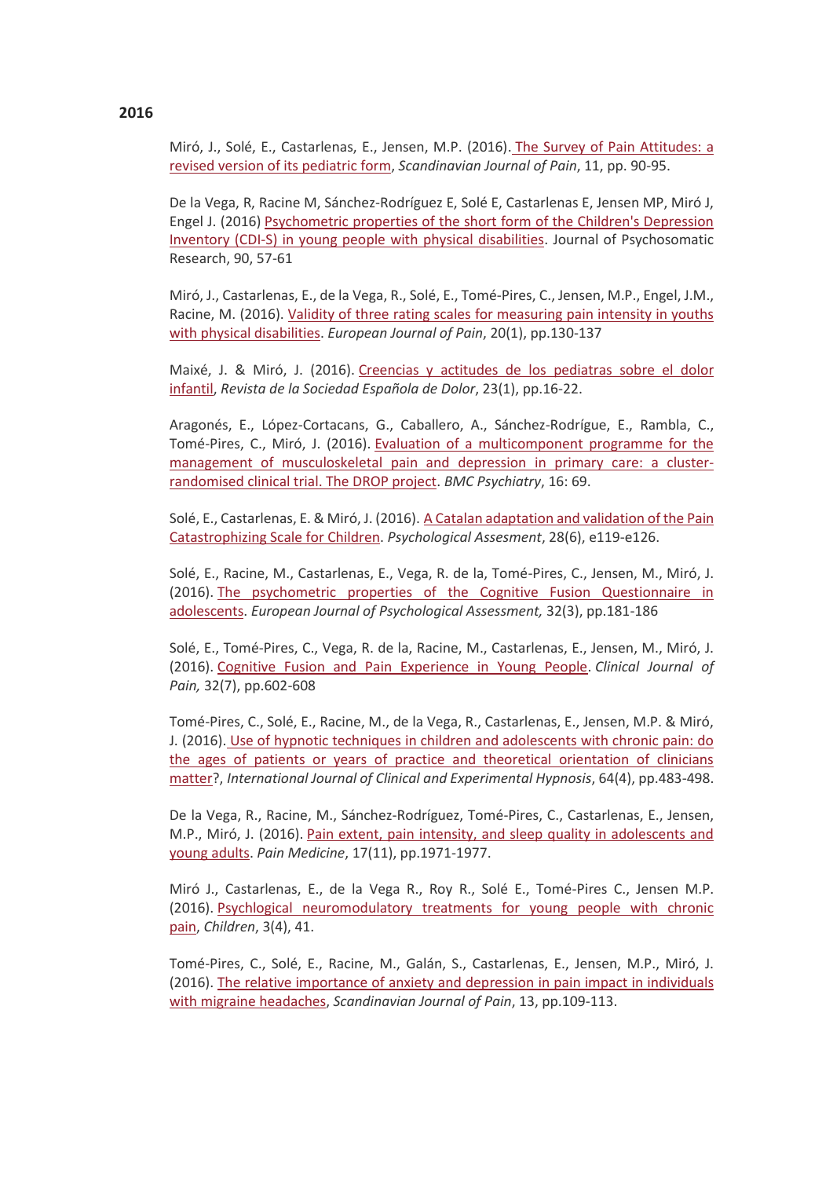**2016**

Miró, J., Solé, E., Castarlenas, E., Jensen, M.P. (2016). The Survey of Pain Attitudes: a revised version of its pediatric form, *Scandinavian Journal of Pain*, 11, pp. 90-95.

De la Vega, R, Racine M, Sánchez-Rodríguez E, Solé E, Castarlenas E, Jensen MP, Miró J, Engel J. (2016) Psychometric properties of the short form of the Children's Depression Inventory (CDI-S) in young people with physical disabilities. Journal of Psychosomatic Research, 90, 57-61

Miró, J., Castarlenas, E., de la Vega, R., Solé, E., Tomé-Pires, C., Jensen, M.P., Engel, J.M., Racine, M. (2016). Validity of three rating scales for measuring pain intensity in youths with physical disabilities. *European Journal of Pain*, 20(1), pp.130-137

Maixé, J. & Miró, J. (2016). Creencias y actitudes de los pediatras sobre el dolor infantil, *Revista de la Sociedad Española de Dolor*, 23(1), pp.16-22.

Aragonés, E., López-Cortacans, G., Caballero, A., Sánchez-Rodrígue, E., Rambla, C., Tomé-Pires, C., Miró, J. (2016). Evaluation of a multicomponent programme for the management of musculoskeletal pain and depression in primary care: a cluster-randomised clinical trial. The DROP project. *BMC Psychiatry*, 16: 69.

Solé, E., Castarlenas, E. & Miró, J. (2016). A Catalan adaptation and validation of the Pain Catastrophizing Scale for Children. *Psychological Assesment*, 28(6), e119-e126.

Solé, E., Racine, M., Castarlenas, E., Vega, R. de la, Tomé-Pires, C., Jensen, M., Miró, J. (2016). The psychometric properties of the Cognitive Fusion Questionnaire in adolescents. *European Journal of Psychological Assessment,* 32(3), pp.181-186

Solé, E., Tomé-Pires, C., Vega, R. de la, Racine, M., Castarlenas, E., Jensen, M., Miró, J. (2016). Cognitive Fusion and Pain Experience in Young People. *Clinical Journal of Pain,* 32(7), pp.602-608

Tomé-Pires, C., Solé, E., Racine, M., de la Vega, R., Castarlenas, E., Jensen, M.P. & Miró, J. (2016). Use of hypnotic techniques in children and adolescents with chronic pain: do the ages of patients or years of practice and theoretical orientation of clinicians matter?, *International Journal of Clinical and Experimental Hypnosis*, 64(4), pp.483-498.

De la Vega, R., Racine, M., Sánchez-Rodríguez, Tomé-Pires, C., Castarlenas, E., Jensen, M.P., Miró, J. (2016). Pain extent, pain intensity, and sleep quality in adolescents and young adults. *Pain Medicine*, 17(11), pp.1971-1977.

Miró J., Castarlenas, E., de la Vega R., Roy R., Solé E., Tomé-Pires C., Jensen M.P. (2016). Psychological neuromodulatory treatments for young people with chronic pain, *Children*, 3(4), 41.

Tomé-Pires, C., Solé, E., Racine, M., Galán, S., Castarlenas, E., Jensen, M.P., Miró, J. (2016). The relative importance of anxiety and depression in pain impact in individuals with migraine headaches, *Scandinavian Journal of Pain*, 13, pp.109-113.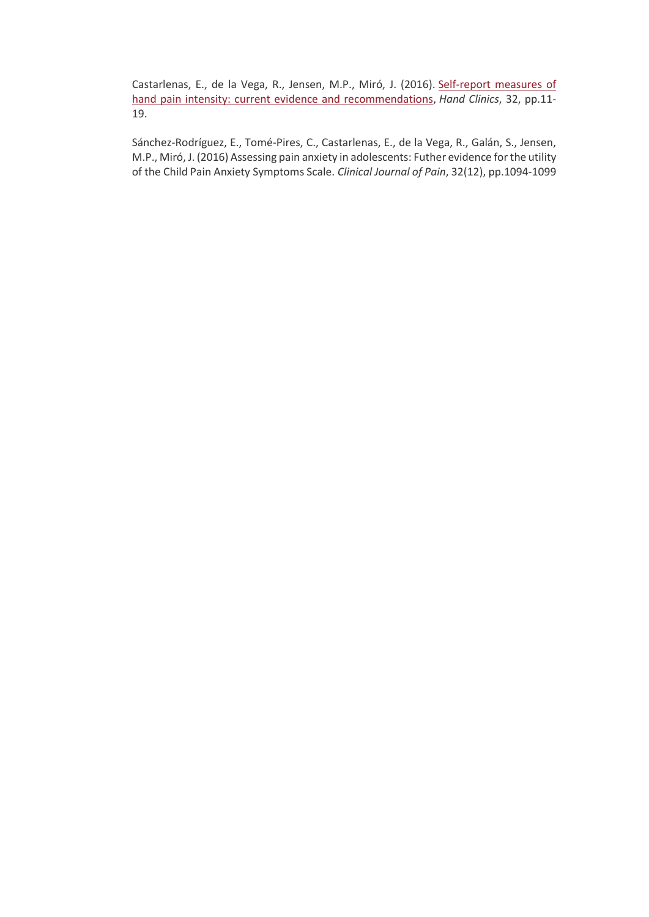Castarlenas, E., de la Vega, R., Jensen, M.P., Miró, J. (2016). Self-report measures of hand pain intensity: current evidence and recommendations, *Hand Clinics*, 32, pp.11-19.

Sánchez-Rodríguez, E., Tomé-Pires, C., Castarlenas, E., de la Vega, R., Galán, S., Jensen, M.P., Miró, J. (2016) Assessing pain anxiety in adolescents: Futher evidence for the utility of the Child Pain Anxiety Symptoms Scale. *Clinical Journal of Pain*, 32(12), pp.1094-1099